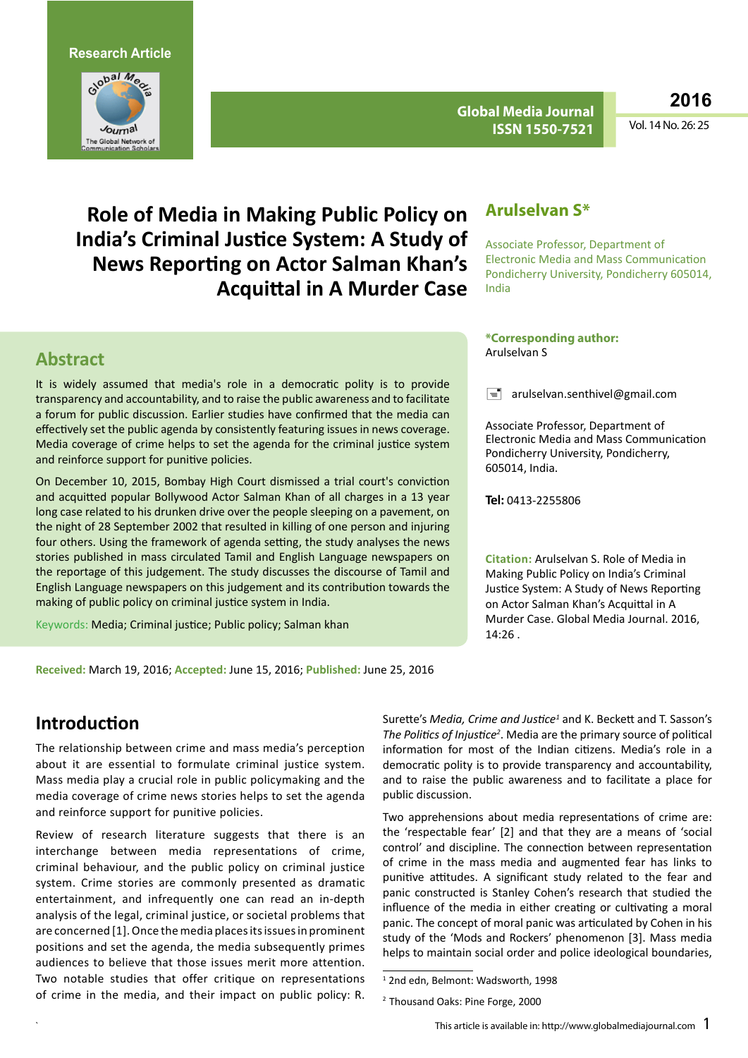Research Article

# Role of Media in Making Public Policy on India's Criminal Justice System: A Study of News Reporting on Actor Salman Khan's Acquittal in A Murder Case

**Arulselvan S***

Associate Professor, Department of Electronic Media and Mass Communication Pondicherry University, Pondicherry 605014, India

**\*Corresponding author:** Arulselvan S

arulselvan.senthivel@gmail.com

Associate Professor, Department of Electronic Media and Mass Communication Pondicherry University, Pondicherry, 605014, India.

**Tel:** 0413-2255806

**Citation:** Arulselvan S. Role of Media in Making Public Policy on India's Criminal Justice System: A Study of News Reporting on Actor Salman Khan's Acquittal in A Murder Case. Global Media Journal. 2016, 14:26 .

## Abstract

It is widely assumed that media's role in a democratic polity is to provide transparency and accountability, and to raise the public awareness and to facilitate a forum for public discussion. Earlier studies have confirmed that the media can effectively set the public agenda by consistently featuring issues in news coverage. Media coverage of crime helps to set the agenda for the criminal justice system and reinforce support for punitive policies.

On December 10, 2015, Bombay High Court dismissed a trial court's conviction and acquitted popular Bollywood Actor Salman Khan of all charges in a 13 year long case related to his drunken drive over the people sleeping on a pavement, on the night of 28 September 2002 that resulted in killing of one person and injuring four others. Using the framework of agenda setting, the study analyses the news stories published in mass circulated Tamil and English Language newspapers on the reportage of this judgement. The study discusses the discourse of Tamil and English Language newspapers on this judgement and its contribution towards the making of public policy on criminal justice system in India.

Keywords: Media; Criminal justice; Public policy; Salman khan

**Received:** March 19, 2016; **Accepted:** June 15, 2016; **Published:** June 25, 2016

## Introduction

The relationship between crime and mass media's perception about it are essential to formulate criminal justice system. Mass media play a crucial role in public policymaking and the media coverage of crime news stories helps to set the agenda and reinforce support for punitive policies.

Review of research literature suggests that there is an interchange between media representations of crime, criminal behaviour, and the public policy on criminal justice system. Crime stories are commonly presented as dramatic entertainment, and infrequently one can read an in-depth analysis of the legal, criminal justice, or societal problems that are concerned [1]. Once the media places its issues in prominent positions and set the agenda, the media subsequently primes audiences to believe that those issues merit more attention. Two notable studies that offer critique on representations of crime in the media, and their impact on public policy: R. Surette's *Media, Crime and Justice*[1] and K. Beckett and T. Sasson's *The Politics of Injustice*[2]. Media are the primary source of political information for most of the Indian citizens. Media's role in a democratic polity is to provide transparency and accountability, and to raise the public awareness and to facilitate a place for public discussion.

Two apprehensions about media representations of crime are: the 'respectable fear' [2] and that they are a means of 'social control' and discipline. The connection between representation of crime in the mass media and augmented fear has links to punitive attitudes. A significant study related to the fear and panic constructed is Stanley Cohen's research that studied the influence of the media in either creating or cultivating a moral panic. The concept of moral panic was articulated by Cohen in his study of the 'Mods and Rockers' phenomenon [3]. Mass media helps to maintain social order and police ideological boundaries,

[1] 2nd edn, Belmont: Wadsworth, 1998

[2] Thousand Oaks: Pine Forge, 2000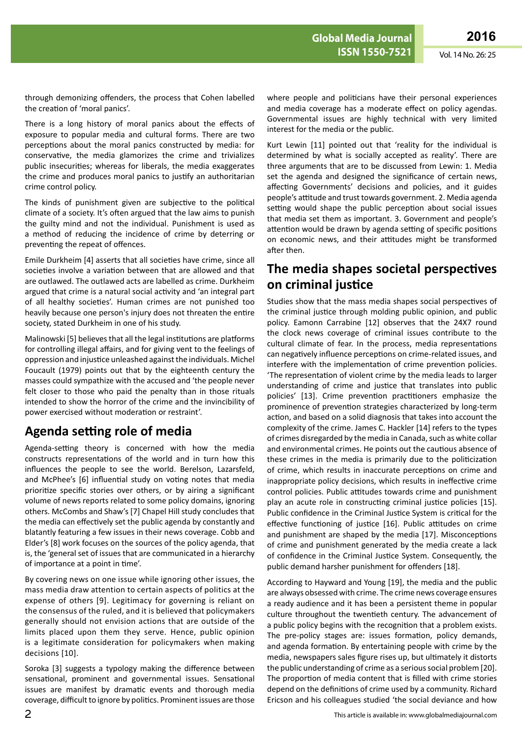through demonizing offenders, the process that Cohen labelled the creation of 'moral panics'.

There is a long history of moral panics about the effects of exposure to popular media and cultural forms. There are two perceptions about the moral panics constructed by media: for conservative, the media glamorizes the crime and trivializes public insecurities; whereas for liberals, the media exaggerates the crime and produces moral panics to justify an authoritarian crime control policy.

The kinds of punishment given are subjective to the political climate of a society. It's often argued that the law aims to punish the guilty mind and not the individual. Punishment is used as a method of reducing the incidence of crime by deterring or preventing the repeat of offences.

Emile Durkheim [4] asserts that all societies have crime, since all societies involve a variation between that are allowed and that are outlawed. The outlawed acts are labelled as crime. Durkheim argued that crime is a natural social activity and 'an integral part of all healthy societies'. Human crimes are not punished too heavily because one person's injury does not threaten the entire society, stated Durkheim in one of his study.

Malinowski [5] believes that all the legal institutions are platforms for controlling illegal affairs, and for giving vent to the feelings of oppression and injustice unleashed against the individuals. Michel Foucault (1979) points out that by the eighteenth century the masses could sympathize with the accused and 'the people never felt closer to those who paid the penalty than in those rituals intended to show the horror of the crime and the invincibility of power exercised without moderation or restraint'.

## Agenda setting role of media

Agenda-setting theory is concerned with how the media constructs representations of the world and in turn how this influences the people to see the world. Berelson, Lazarsfeld, and McPhee's [6] influential study on voting notes that media prioritize specific stories over others, or by airing a significant volume of news reports related to some policy domains, ignoring others. McCombs and Shaw's [7] Chapel Hill study concludes that the media can effectively set the public agenda by constantly and blatantly featuring a few issues in their news coverage. Cobb and Elder's [8] work focuses on the sources of the policy agenda, that is, the 'general set of issues that are communicated in a hierarchy of importance at a point in time'.

By covering news on one issue while ignoring other issues, the mass media draw attention to certain aspects of politics at the expense of others [9]. Legitimacy for governing is reliant on the consensus of the ruled, and it is believed that policymakers generally should not envision actions that are outside of the limits placed upon them they serve. Hence, public opinion is a legitimate consideration for policymakers when making decisions [10].

Soroka [3] suggests a typology making the difference between sensational, prominent and governmental issues. Sensational issues are manifest by dramatic events and thorough media coverage, difficult to ignore by politics. Prominent issues are those where people and politicians have their personal experiences and media coverage has a moderate effect on policy agendas. Governmental issues are highly technical with very limited interest for the media or the public.

Kurt Lewin [11] pointed out that 'reality for the individual is determined by what is socially accepted as reality'. There are three arguments that are to be discussed from Lewin: 1. Media set the agenda and designed the significance of certain news, affecting Governments' decisions and policies, and it guides people's attitude and trust towards government. 2. Media agenda setting would shape the public perception about social issues that media set them as important. 3. Government and people's attention would be drawn by agenda setting of specific positions on economic news, and their attitudes might be transformed after then.

## The media shapes societal perspectives on criminal justice

Studies show that the mass media shapes social perspectives of the criminal justice through molding public opinion, and public policy. Eamonn Carrabine [12] observes that the 24X7 round the clock news coverage of criminal issues contribute to the cultural climate of fear. In the process, media representations can negatively influence perceptions on crime-related issues, and interfere with the implementation of crime prevention policies. 'The representation of violent crime by the media leads to larger understanding of crime and justice that translates into public policies' [13]. Crime prevention practitioners emphasize the prominence of prevention strategies characterized by long-term action, and based on a solid diagnosis that takes into account the complexity of the crime. James C. Hackler [14] refers to the types of crimes disregarded by the media in Canada, such as white collar and environmental crimes. He points out the cautious absence of these crimes in the media is primarily due to the politicization of crime, which results in inaccurate perceptions on crime and inappropriate policy decisions, which results in ineffective crime control policies. Public attitudes towards crime and punishment play an acute role in constructing criminal justice policies [15]. Public confidence in the Criminal Justice System is critical for the effective functioning of justice [16]. Public attitudes on crime and punishment are shaped by the media [17]. Misconceptions of crime and punishment generated by the media create a lack of confidence in the Criminal Justice System. Consequently, the public demand harsher punishment for offenders [18].

According to Hayward and Young [19], the media and the public are always obsessed with crime. The crime news coverage ensures a ready audience and it has been a persistent theme in popular culture throughout the twentieth century. The advancement of a public policy begins with the recognition that a problem exists. The pre-policy stages are: issues formation, policy demands, and agenda formation. By entertaining people with crime by the media, newspapers sales figure rises up, but ultimately it distorts the public understanding of crime as a serious social problem [20]. The proportion of media content that is filled with crime stories depend on the definitions of crime used by a community. Richard Ericson and his colleagues studied 'the social deviance and how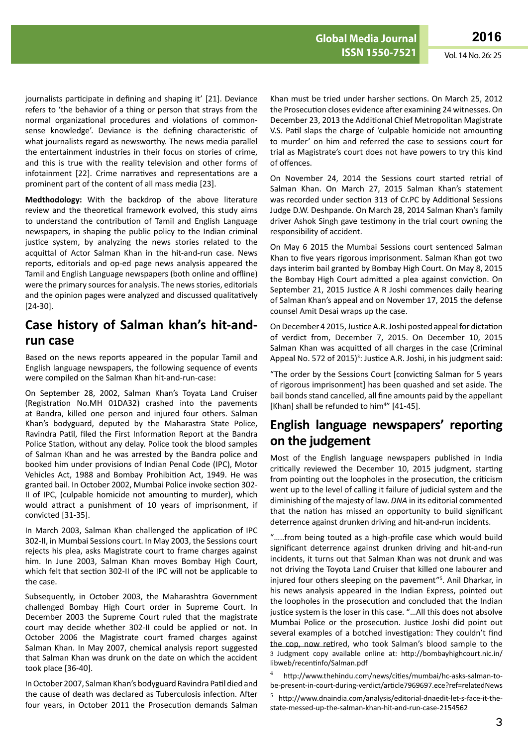journalists participate in defining and shaping it' [21]. Deviance refers to 'the behavior of a thing or person that strays from the normal organizational procedures and violations of common-sense knowledge'. Deviance is the defining characteristic of what journalists regard as newsworthy. The news media parallel the entertainment industries in their focus on stories of crime, and this is true with the reality television and other forms of infotainment [22]. Crime narratives and representations are a prominent part of the content of all mass media [23].

**Medthodology:** With the backdrop of the above literature review and the theoretical framework evolved, this study aims to understand the contribution of Tamil and English Language newspapers, in shaping the public policy to the Indian criminal justice system, by analyzing the news stories related to the acquittal of Actor Salman Khan in the hit-and-run case. News reports, editorials and op-ed page news analysis appeared the Tamil and English Language newspapers (both online and offline) were the primary sources for analysis. The news stories, editorials and the opinion pages were analyzed and discussed qualitatively [24-30].

## Case history of Salman khan's hit-and-run case

Based on the news reports appeared in the popular Tamil and English language newspapers, the following sequence of events were compiled on the Salman Khan hit-and-run-case:

On September 28, 2002, Salman Khan's Toyata Land Cruiser (Registration No.MH 01DA32) crashed into the pavements at Bandra, killed one person and injured four others. Salman Khan's bodyguard, deputed by the Maharastra State Police, Ravindra Patil, filed the First Information Report at the Bandra Police Station, without any delay. Police took the blood samples of Salman Khan and he was arrested by the Bandra police and booked him under provisions of Indian Penal Code (IPC), Motor Vehicles Act, 1988 and Bombay Prohibition Act, 1949. He was granted bail. In October 2002, Mumbai Police invoke section 302-II of IPC, (culpable homicide not amounting to murder), which would attract a punishment of 10 years of imprisonment, if convicted [31-35].

In March 2003, Salman Khan challenged the application of IPC 302-II, in Mumbai Sessions court. In May 2003, the Sessions court rejects his plea, asks Magistrate court to frame charges against him. In June 2003, Salman Khan moves Bombay High Court, which felt that section 302-II of the IPC will not be applicable to the case.

Subsequently, in October 2003, the Maharashtra Government challenged Bombay High Court order in Supreme Court. In December 2003 the Supreme Court ruled that the magistrate court may decide whether 302-II could be applied or not. In October 2006 the Magistrate court framed charges against Salman Khan. In May 2007, chemical analysis report suggested that Salman Khan was drunk on the date on which the accident took place [36-40].

In October 2007, Salman Khan's bodyguard Ravindra Patil died and the cause of death was declared as Tuberculosis infection. After four years, in October 2011 the Prosecution demands Salman Khan must be tried under harsher sections. On March 25, 2012 the Prosecution closes evidence after examining 24 witnesses. On December 23, 2013 the Additional Chief Metropolitan Magistrate V.S. Patil slaps the charge of 'culpable homicide not amounting to murder' on him and referred the case to sessions court for trial as Magistrate's court does not have powers to try this kind of offences.

On November 24, 2014 the Sessions court started retrial of Salman Khan. On March 27, 2015 Salman Khan's statement was recorded under section 313 of Cr.PC by Additional Sessions Judge D.W. Deshpande. On March 28, 2014 Salman Khan's family driver Ashok Singh gave testimony in the trial court owning the responsibility of accident.

On May 6 2015 the Mumbai Sessions court sentenced Salman Khan to five years rigorous imprisonment. Salman Khan got two days interim bail granted by Bombay High Court. On May 8, 2015 the Bombay High Court admitted a plea against conviction. On September 21, 2015 Justice A R Joshi commences daily hearing of Salman Khan's appeal and on November 17, 2015 the defense counsel Amit Desai wraps up the case.

On December 4 2015, Justice A.R. Joshi posted appeal for dictation of verdict from, December 7, 2015. On December 10, 2015 Salman Khan was acquitted of all charges in the case (Criminal Appeal No. 572 of 2015)[3]: Justice A.R. Joshi, in his judgment said:

"The order by the Sessions Court [convicting Salman for 5 years of rigorous imprisonment] has been quashed and set aside. The bail bonds stand cancelled, all fine amounts paid by the appellant [Khan] shall be refunded to him[4]" [41-45].

## English language newspapers' reporting on the judgement

Most of the English language newspapers published in India critically reviewed the December 10, 2015 judgment, starting from pointing out the loopholes in the prosecution, the criticism went up to the level of calling it failure of judicial system and the diminishing of the majesty of law. *DNA* in its editorial commented that the nation has missed an opportunity to build significant deterrence against drunken driving and hit-and-run incidents.

".....from being touted as a high-profile case which would build significant deterrence against drunken driving and hit-and-run incidents, it turns out that Salman Khan was not drunk and was not driving the Toyota Land Cruiser that killed one labourer and injured four others sleeping on the pavement"[5]. Anil Dharkar, in his news analysis appeared in the Indian Express, pointed out the loopholes in the prosecution and concluded that the Indian justice system is the loser in this case. "...All this does not absolve Mumbai Police or the prosecution. Justice Joshi did point out several examples of a botched investigation: They couldn't find the cop, now retired, who took Salman's blood sample to the

3 Judgment copy available online at: http://bombayhighcourt.nic.in/libweb/recentinfo/Salman.pdf

4 http://www.thehindu.com/news/cities/mumbai/hc-asks-salman-to-be-present-in-court-during-verdict/article7969697.ece?ref=relatedNews

5 http://www.dnaindia.com/analysis/editorial-dnaedit-let-s-face-it-the-state-messed-up-the-salman-khan-hit-and-run-case-2154562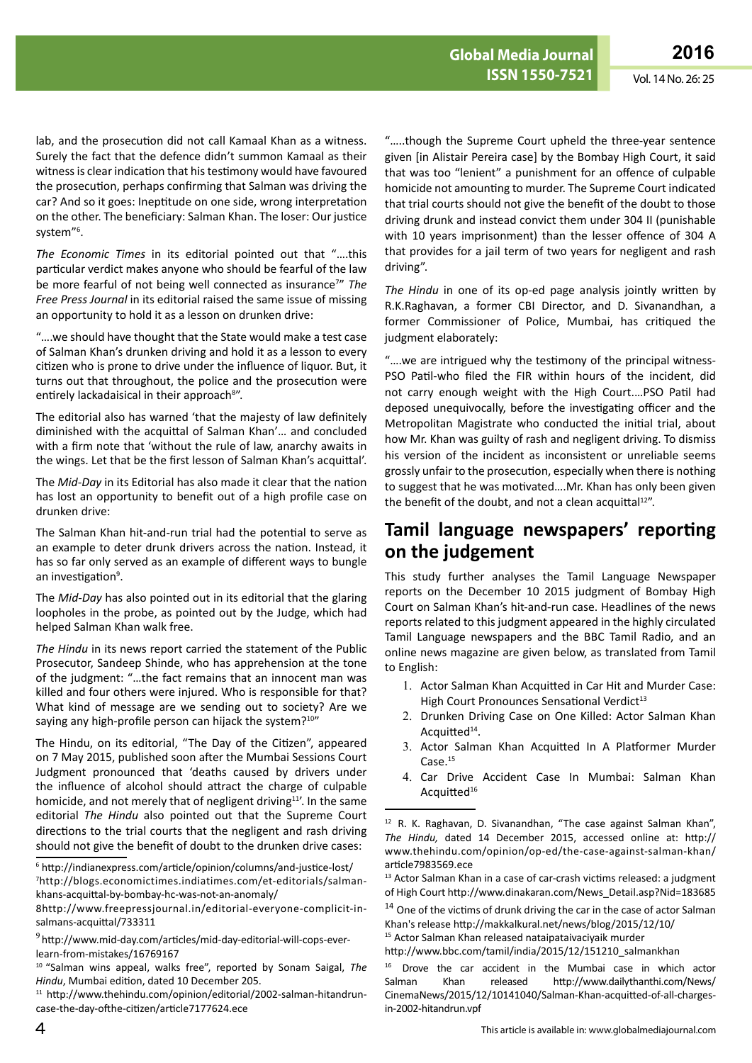lab, and the prosecution did not call Kamaal Khan as a witness. Surely the fact that the defence didn't summon Kamaal as their witness is clear indication that his testimony would have favoured the prosecution, perhaps confirming that Salman was driving the car? And so it goes: Ineptitude on one side, wrong interpretation on the other. The beneficiary: Salman Khan. The loser: Our justice system"[6].

*The Economic Times* in its editorial pointed out that "….this particular verdict makes anyone who should be fearful of the law be more fearful of not being well connected as insurance[7]" *The Free Press Journal* in its editorial raised the same issue of missing an opportunity to hold it as a lesson on drunken drive:

"….we should have thought that the State would make a test case of Salman Khan's drunken driving and hold it as a lesson to every citizen who is prone to drive under the influence of liquor. But, it turns out that throughout, the police and the prosecution were entirely lackadaisical in their approach[8]".

The editorial also has warned 'that the majesty of law definitely diminished with the acquittal of Salman Khan'… and concluded with a firm note that 'without the rule of law, anarchy awaits in the wings. Let that be the first lesson of Salman Khan's acquittal'.

The *Mid-Day* in its Editorial has also made it clear that the nation has lost an opportunity to benefit out of a high profile case on drunken drive:

The Salman Khan hit-and-run trial had the potential to serve as an example to deter drunk drivers across the nation. Instead, it has so far only served as an example of different ways to bungle an investigation[9].

The *Mid-Day* has also pointed out in its editorial that the glaring loopholes in the probe, as pointed out by the Judge, which had helped Salman Khan walk free.

*The Hindu* in its news report carried the statement of the Public Prosecutor, Sandeep Shinde, who has apprehension at the tone of the judgment: "…the fact remains that an innocent man was killed and four others were injured. Who is responsible for that? What kind of message are we sending out to society? Are we saying any high-profile person can hijack the system?[10]"

The Hindu, on its editorial, "The Day of the Citizen", appeared on 7 May 2015, published soon after the Mumbai Sessions Court Judgment pronounced that 'deaths caused by drivers under the influence of alcohol should attract the charge of culpable homicide, and not merely that of negligent driving[11]'. In the same editorial *The Hindu* also pointed out that the Supreme Court directions to the trial courts that the negligent and rash driving should not give the benefit of doubt to the drunken drive cases:

"…..though the Supreme Court upheld the three-year sentence given [in Alistair Pereira case] by the Bombay High Court, it said that was too "lenient" a punishment for an offence of culpable homicide not amounting to murder. The Supreme Court indicated that trial courts should not give the benefit of the doubt to those driving drunk and instead convict them under 304 II (punishable with 10 years imprisonment) than the lesser offence of 304 A that provides for a jail term of two years for negligent and rash driving".

*The Hindu* in one of its op-ed page analysis jointly written by R.K.Raghavan, a former CBI Director, and D. Sivanandhan, a former Commissioner of Police, Mumbai, has critiqued the judgment elaborately:

"….we are intrigued why the testimony of the principal witness-PSO Patil-who filed the FIR within hours of the incident, did not carry enough weight with the High Court….PSO Patil had deposed unequivocally, before the investigating officer and the Metropolitan Magistrate who conducted the initial trial, about how Mr. Khan was guilty of rash and negligent driving. To dismiss his version of the incident as inconsistent or unreliable seems grossly unfair to the prosecution, especially when there is nothing to suggest that he was motivated….Mr. Khan has only been given the benefit of the doubt, and not a clean acquittal[12]".

## Tamil language newspapers' reporting on the judgement

This study further analyses the Tamil Language Newspaper reports on the December 10 2015 judgment of Bombay High Court on Salman Khan's hit-and-run case. Headlines of the news reports related to this judgment appeared in the highly circulated Tamil Language newspapers and the BBC Tamil Radio, and an online news magazine are given below, as translated from Tamil to English:

1. Actor Salman Khan Acquitted in Car Hit and Murder Case: High Court Pronounces Sensational Verdict[13]
2. Drunken Driving Case on One Killed: Actor Salman Khan Acquitted[14].
3. Actor Salman Khan Acquitted In A Platformer Murder Case.[15]
4. Car Drive Accident Case In Mumbai: Salman Khan Acquitted[16]

---

[6] http://indianexpress.com/article/opinion/columns/and-justice-lost/

[7] http://blogs.economictimes.indiatimes.com/et-editorials/salman-khans-acquittal-by-bombay-hc-was-not-an-anomaly/

[8] http://www.freepressjournal.in/editorial-everyone-complicit-in-salmans-acquittal/733311

[9] http://www.mid-day.com/articles/mid-day-editorial-will-cops-ever-learn-from-mistakes/16769167

[10] "Salman wins appeal, walks free", reported by Sonam Saigal, *The Hindu*, Mumbai edition, dated 10 December 205.

[11] http://www.thehindu.com/opinion/editorial/2002-salman-hitandrun-case-the-day-ofthe-citizen/article7177624.ece

[12] R. K. Raghavan, D. Sivanandhan, "The case against Salman Khan", *The Hindu,* dated 14 December 2015, accessed online at: http://www.thehindu.com/opinion/op-ed/the-case-against-salman-khan/article7983569.ece

[13] Actor Salman Khan in a case of car-crash victims released: a judgment of High Court http://www.dinakaran.com/News_Detail.asp?Nid=183685

[14] One of the victims of drunk driving the car in the case of actor Salman Khan's release http://makkalkural.net/news/blog/2015/12/10/

[15] Actor Salman Khan released nataipataivaciyaik murder http://www.bbc.com/tamil/india/2015/12/151210_salmankhan

[16] Drove the car accident in the Mumbai case in which actor Salman Khan released http://www.dailythanthi.com/News/CinemaNews/2015/12/10141040/Salman-Khan-acquitted-of-all-charges-in-2002-hitandrun.vpf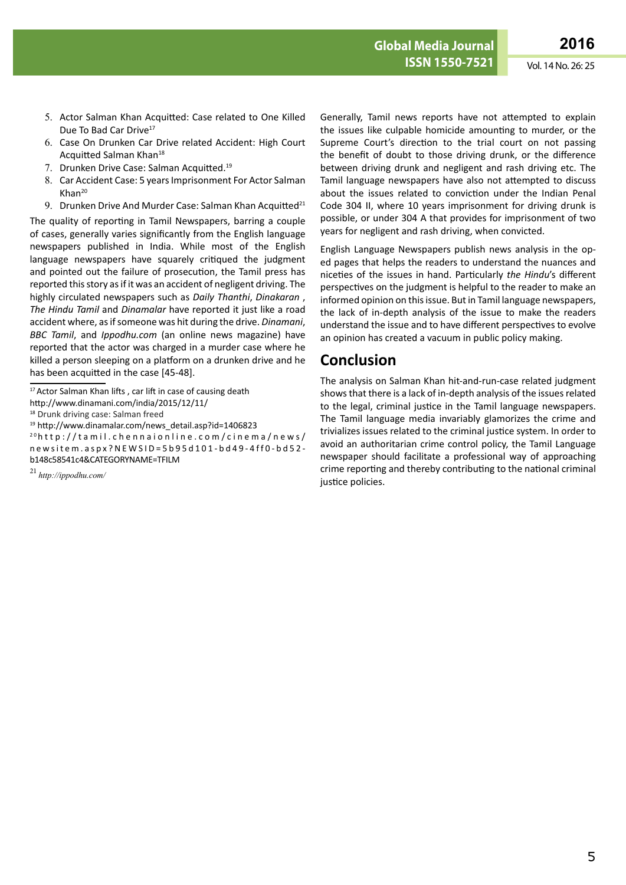5. Actor Salman Khan Acquitted: Case related to One Killed Due To Bad Car Drive[17]
6. Case On Drunken Car Drive related Accident: High Court Acquitted Salman Khan[18]
7. Drunken Drive Case: Salman Acquitted.[19]
8. Car Accident Case: 5 years Imprisonment For Actor Salman Khan[20]
9. Drunken Drive And Murder Case: Salman Khan Acquitted[21]

The quality of reporting in Tamil Newspapers, barring a couple of cases, generally varies significantly from the English language newspapers published in India. While most of the English language newspapers have squarely critiqued the judgment and pointed out the failure of prosecution, the Tamil press has reported this story as if it was an accident of negligent driving. The highly circulated newspapers such as *Daily Thanthi*, *Dinakaran* , *The Hindu Tamil* and *Dinamalar* have reported it just like a road accident where, as if someone was hit during the drive. *Dinamani*, *BBC Tamil*, and *Ippodhu.com* (an online news magazine) have reported that the actor was charged in a murder case where he killed a person sleeping on a platform on a drunken drive and he has been acquitted in the case [45-48].

Generally, Tamil news reports have not attempted to explain the issues like culpable homicide amounting to murder, or the Supreme Court's direction to the trial court on not passing the benefit of doubt to those driving drunk, or the difference between driving drunk and negligent and rash driving etc. The Tamil language newspapers have also not attempted to discuss about the issues related to conviction under the Indian Penal Code 304 II, where 10 years imprisonment for driving drunk is possible, or under 304 A that provides for imprisonment of two years for negligent and rash driving, when convicted.

English Language Newspapers publish news analysis in the op-ed pages that helps the readers to understand the nuances and niceties of the issues in hand. Particularly *the Hindu*'s different perspectives on the judgment is helpful to the reader to make an informed opinion on this issue. But in Tamil language newspapers, the lack of in-depth analysis of the issue to make the readers understand the issue and to have different perspectives to evolve an opinion has created a vacuum in public policy making.

## Conclusion

The analysis on Salman Khan hit-and-run-case related judgment shows that there is a lack of in-depth analysis of the issues related to the legal, criminal justice in the Tamil language newspapers. The Tamil language media invariably glamorizes the crime and trivializes issues related to the criminal justice system. In order to avoid an authoritarian crime control policy, the Tamil Language newspaper should facilitate a professional way of approaching crime reporting and thereby contributing to the national criminal justice policies.

---

[17] Actor Salman Khan lifts , car lift in case of causing death http://www.dinamani.com/india/2015/12/11/

[18] Drunk driving case: Salman freed

[19] http://www.dinamalar.com/news_detail.asp?id=1406823

[20] http://tamil.chennaionline.com/cinema/news/newsitem.aspx?NEWSID=5b95d101-bd49-4ff0-bd52-b148c58541c4&CATEGORYNAME=TFILM

[21] *http://ippodhu.com/*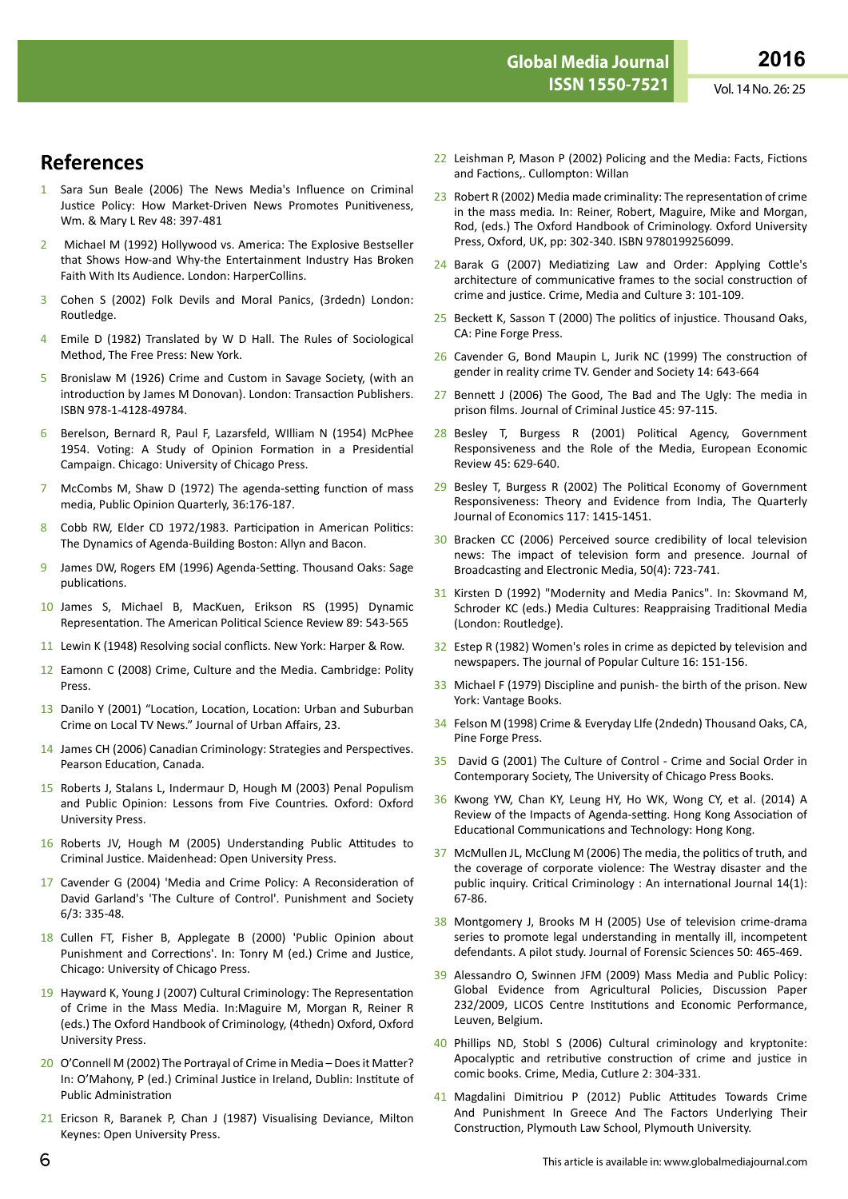## References

1. Sara Sun Beale (2006) The News Media's Influence on Criminal Justice Policy: How Market-Driven News Promotes Punitiveness, Wm. & Mary L Rev 48: 397-481
2. Michael M (1992) Hollywood vs. America: The Explosive Bestseller that Shows How-and Why-the Entertainment Industry Has Broken Faith With Its Audience. London: HarperCollins.
3. Cohen S (2002) Folk Devils and Moral Panics, (3rdedn) London: Routledge.
4. Emile D (1982) Translated by W D Hall. The Rules of Sociological Method, The Free Press: New York.
5. Bronislaw M (1926) Crime and Custom in Savage Society, (with an introduction by James M Donovan). London: Transaction Publishers. ISBN 978-1-4128-49784.
6. Berelson, Bernard R, Paul F, Lazarsfeld, WIlliam N (1954) McPhee 1954. Voting: A Study of Opinion Formation in a Presidential Campaign. Chicago: University of Chicago Press.
7. McCombs M, Shaw D (1972) The agenda-setting function of mass media, Public Opinion Quarterly, 36:176-187.
8. Cobb RW, Elder CD 1972/1983. Participation in American Politics: The Dynamics of Agenda-Building Boston: Allyn and Bacon.
9. James DW, Rogers EM (1996) Agenda-Setting. Thousand Oaks: Sage publications.
10. James S, Michael B, MacKuen, Erikson RS (1995) Dynamic Representation. The American Political Science Review 89: 543-565
11. Lewin K (1948) Resolving social conflicts. New York: Harper & Row.
12. Eamonn C (2008) Crime, Culture and the Media. Cambridge: Polity Press.
13. Danilo Y (2001) "Location, Location, Location: Urban and Suburban Crime on Local TV News." Journal of Urban Affairs, 23.
14. James CH (2006) Canadian Criminology: Strategies and Perspectives. Pearson Education, Canada.
15. Roberts J, Stalans L, Indermaur D, Hough M (2003) Penal Populism and Public Opinion: Lessons from Five Countries. Oxford: Oxford University Press.
16. Roberts JV, Hough M (2005) Understanding Public Attitudes to Criminal Justice. Maidenhead: Open University Press.
17. Cavender G (2004) 'Media and Crime Policy: A Reconsideration of David Garland's 'The Culture of Control'. Punishment and Society 6/3: 335-48.
18. Cullen FT, Fisher B, Applegate B (2000) 'Public Opinion about Punishment and Corrections'. In: Tonry M (ed.) Crime and Justice, Chicago: University of Chicago Press.
19. Hayward K, Young J (2007) Cultural Criminology: The Representation of Crime in the Mass Media. In:Maguire M, Morgan R, Reiner R (eds.) The Oxford Handbook of Criminology, (4thedn) Oxford, Oxford University Press.
20. O'Connell M (2002) The Portrayal of Crime in Media – Does it Matter? In: O'Mahony, P (ed.) Criminal Justice in Ireland, Dublin: Institute of Public Administration
21. Ericson R, Baranek P, Chan J (1987) Visualising Deviance, Milton Keynes: Open University Press.
22. Leishman P, Mason P (2002) Policing and the Media: Facts, Fictions and Factions,. Cullompton: Willan
23. Robert R (2002) Media made criminality: The representation of crime in the mass media. In: Reiner, Robert, Maguire, Mike and Morgan, Rod, (eds.) The Oxford Handbook of Criminology. Oxford University Press, Oxford, UK, pp: 302-340. ISBN 9780199256099.
24. Barak G (2007) Mediatizing Law and Order: Applying Cottle's architecture of communicative frames to the social construction of crime and justice. Crime, Media and Culture 3: 101-109.
25. Beckett K, Sasson T (2000) The politics of injustice. Thousand Oaks, CA: Pine Forge Press.
26. Cavender G, Bond Maupin L, Jurik NC (1999) The construction of gender in reality crime TV. Gender and Society 14: 643-664
27. Bennett J (2006) The Good, The Bad and The Ugly: The media in prison films. Journal of Criminal Justice 45: 97-115.
28. Besley T, Burgess R (2001) Political Agency, Government Responsiveness and the Role of the Media, European Economic Review 45: 629-640.
29. Besley T, Burgess R (2002) The Political Economy of Government Responsiveness: Theory and Evidence from India, The Quarterly Journal of Economics 117: 1415-1451.
30. Bracken CC (2006) Perceived source credibility of local television news: The impact of television form and presence. Journal of Broadcasting and Electronic Media, 50(4): 723-741.
31. Kirsten D (1992) "Modernity and Media Panics". In: Skovmand M, Schroder KC (eds.) Media Cultures: Reappraising Traditional Media (London: Routledge).
32. Estep R (1982) Women's roles in crime as depicted by television and newspapers. The journal of Popular Culture 16: 151-156.
33. Michael F (1979) Discipline and punish- the birth of the prison. New York: Vantage Books.
34. Felson M (1998) Crime & Everyday LIfe (2ndedn) Thousand Oaks, CA, Pine Forge Press.
35. David G (2001) The Culture of Control - Crime and Social Order in Contemporary Society, The University of Chicago Press Books.
36. Kwong YW, Chan KY, Leung HY, Ho WK, Wong CY, et al. (2014) A Review of the Impacts of Agenda-setting. Hong Kong Association of Educational Communications and Technology: Hong Kong.
37. McMullen JL, McClung M (2006) The media, the politics of truth, and the coverage of corporate violence: The Westray disaster and the public inquiry. Critical Criminology : An international Journal 14(1): 67-86.
38. Montgomery J, Brooks M H (2005) Use of television crime-drama series to promote legal understanding in mentally ill, incompetent defendants. A pilot study. Journal of Forensic Sciences 50: 465-469.
39. Alessandro O, Swinnen JFM (2009) Mass Media and Public Policy: Global Evidence from Agricultural Policies, Discussion Paper 232/2009, LICOS Centre Institutions and Economic Performance, Leuven, Belgium.
40. Phillips ND, Stobl S (2006) Cultural criminology and kryptonite: Apocalyptic and retributive construction of crime and justice in comic books. Crime, Media, Cutlure 2: 304-331.
41. Magdalini Dimitriou P (2012) Public Attitudes Towards Crime And Punishment In Greece And The Factors Underlying Their Construction, Plymouth Law School, Plymouth University.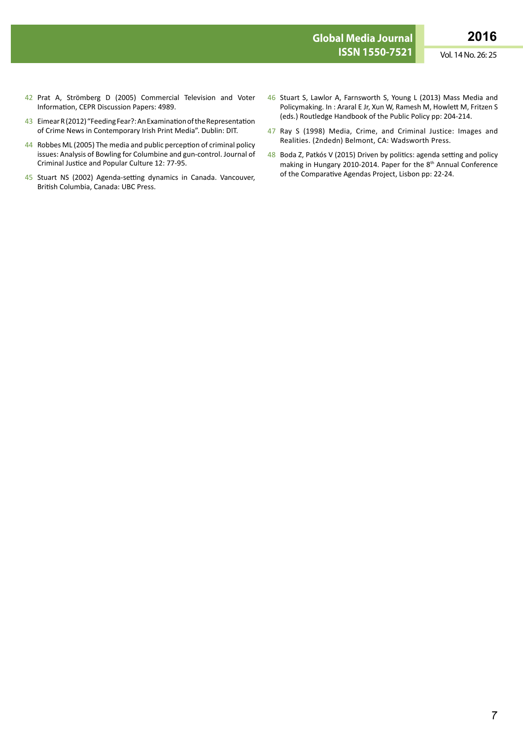42 Prat A, Strömberg D (2005) Commercial Television and Voter Information, CEPR Discussion Papers: 4989.

43 Eimear R (2012) "Feeding Fear?: An Examination of the Representation of Crime News in Contemporary Irish Print Media". Dublin: DIT.

44 Robbes ML (2005) The media and public perception of criminal policy issues: Analysis of Bowling for Columbine and gun-control. Journal of Criminal Justice and Popular Culture 12: 77-95.

45 Stuart NS (2002) Agenda-setting dynamics in Canada. Vancouver, British Columbia, Canada: UBC Press.

46 Stuart S, Lawlor A, Farnsworth S, Young L (2013) Mass Media and Policymaking. In : Araral E Jr, Xun W, Ramesh M, Howlett M, Fritzen S (eds.) Routledge Handbook of the Public Policy pp: 204-214.

47 Ray S (1998) Media, Crime, and Criminal Justice: Images and Realities. (2ndedn) Belmont, CA: Wadsworth Press.

48 Boda Z, Patkós V (2015) Driven by politics: agenda setting and policy making in Hungary 2010-2014. Paper for the 8th Annual Conference of the Comparative Agendas Project, Lisbon pp: 22-24.